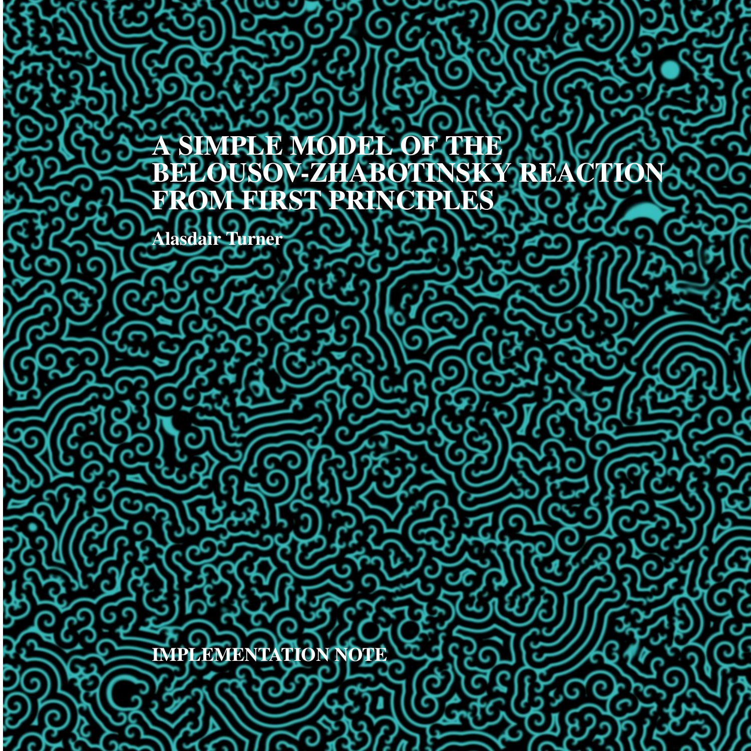# A SIMPLE MODEL OF THE BELOUSOV-ZHABOTINSKY REACTION FROM FIRST PRINCIPLES

**Alasdair Turner**

**IMPLEMENTATION NOTE**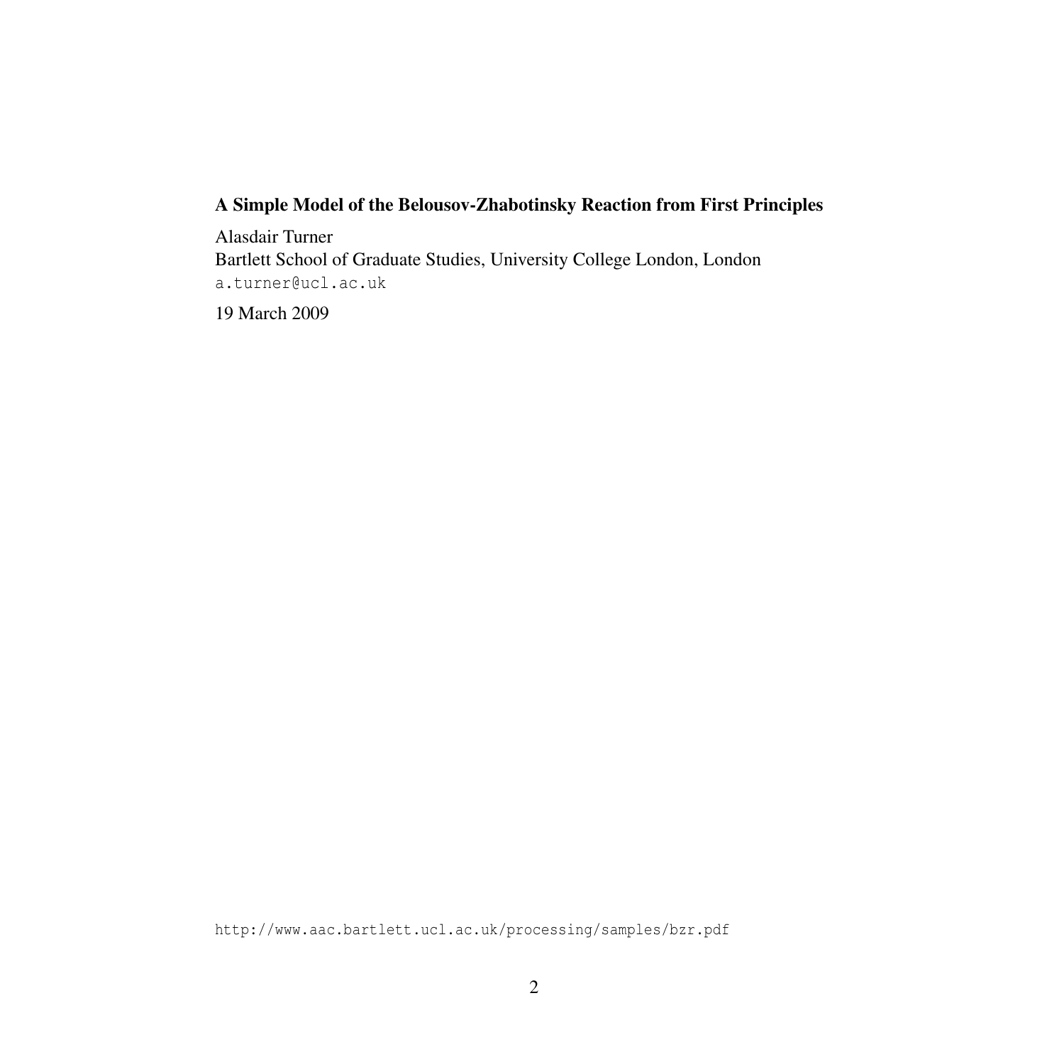**A Simple Model of the Belousov-Zhabotinsky Reaction from First Principles**

Alasdair Turner
Bartlett School of Graduate Studies, University College London, London
a.turner@ucl.ac.uk

19 March 2009

http://www.aac.bartlett.ucl.ac.uk/processing/samples/bzr.pdf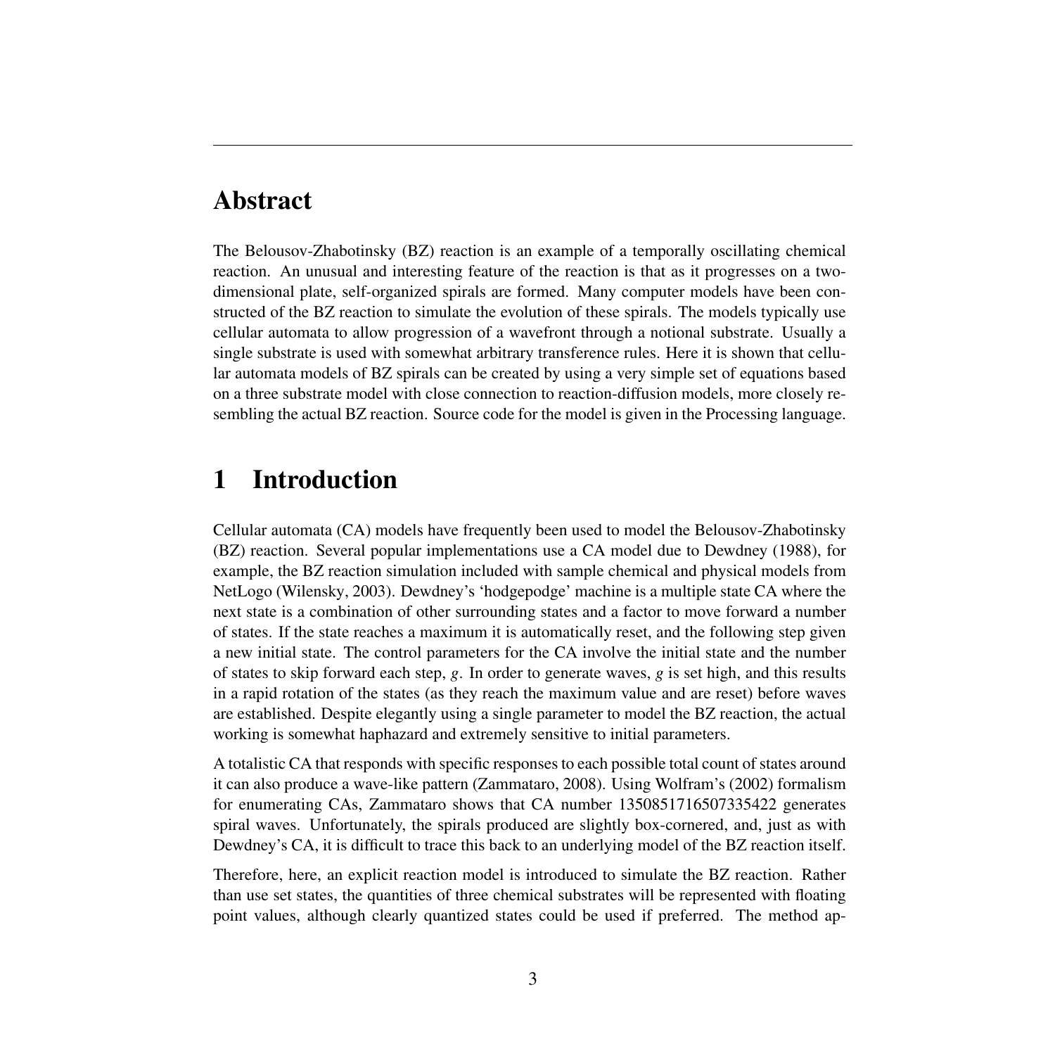## Abstract

The Belousov-Zhabotinsky (BZ) reaction is an example of a temporally oscillating chemical reaction. An unusual and interesting feature of the reaction is that as it progresses on a two-dimensional plate, self-organized spirals are formed. Many computer models have been constructed of the BZ reaction to simulate the evolution of these spirals. The models typically use cellular automata to allow progression of a wavefront through a notional substrate. Usually a single substrate is used with somewhat arbitrary transference rules. Here it is shown that cellular automata models of BZ spirals can be created by using a very simple set of equations based on a three substrate model with close connection to reaction-diffusion models, more closely resembling the actual BZ reaction. Source code for the model is given in the Processing language.

## 1 Introduction

Cellular automata (CA) models have frequently been used to model the Belousov-Zhabotinsky (BZ) reaction. Several popular implementations use a CA model due to Dewdney (1988), for example, the BZ reaction simulation included with sample chemical and physical models from NetLogo (Wilensky, 2003). Dewdney's 'hodgepodge' machine is a multiple state CA where the next state is a combination of other surrounding states and a factor to move forward a number of states. If the state reaches a maximum it is automatically reset, and the following step given a new initial state. The control parameters for the CA involve the initial state and the number of states to skip forward each step, $g$. In order to generate waves, $g$ is set high, and this results in a rapid rotation of the states (as they reach the maximum value and are reset) before waves are established. Despite elegantly using a single parameter to model the BZ reaction, the actual working is somewhat haphazard and extremely sensitive to initial parameters.

A totalistic CA that responds with specific responses to each possible total count of states around it can also produce a wave-like pattern (Zammataro, 2008). Using Wolfram's (2002) formalism for enumerating CAs, Zammataro shows that CA number 1350851716507335422 generates spiral waves. Unfortunately, the spirals produced are slightly box-cornered, and, just as with Dewdney's CA, it is difficult to trace this back to an underlying model of the BZ reaction itself.

Therefore, here, an explicit reaction model is introduced to simulate the BZ reaction. Rather than use set states, the quantities of three chemical substrates will be represented with floating point values, although clearly quantized states could be used if preferred. The method ap-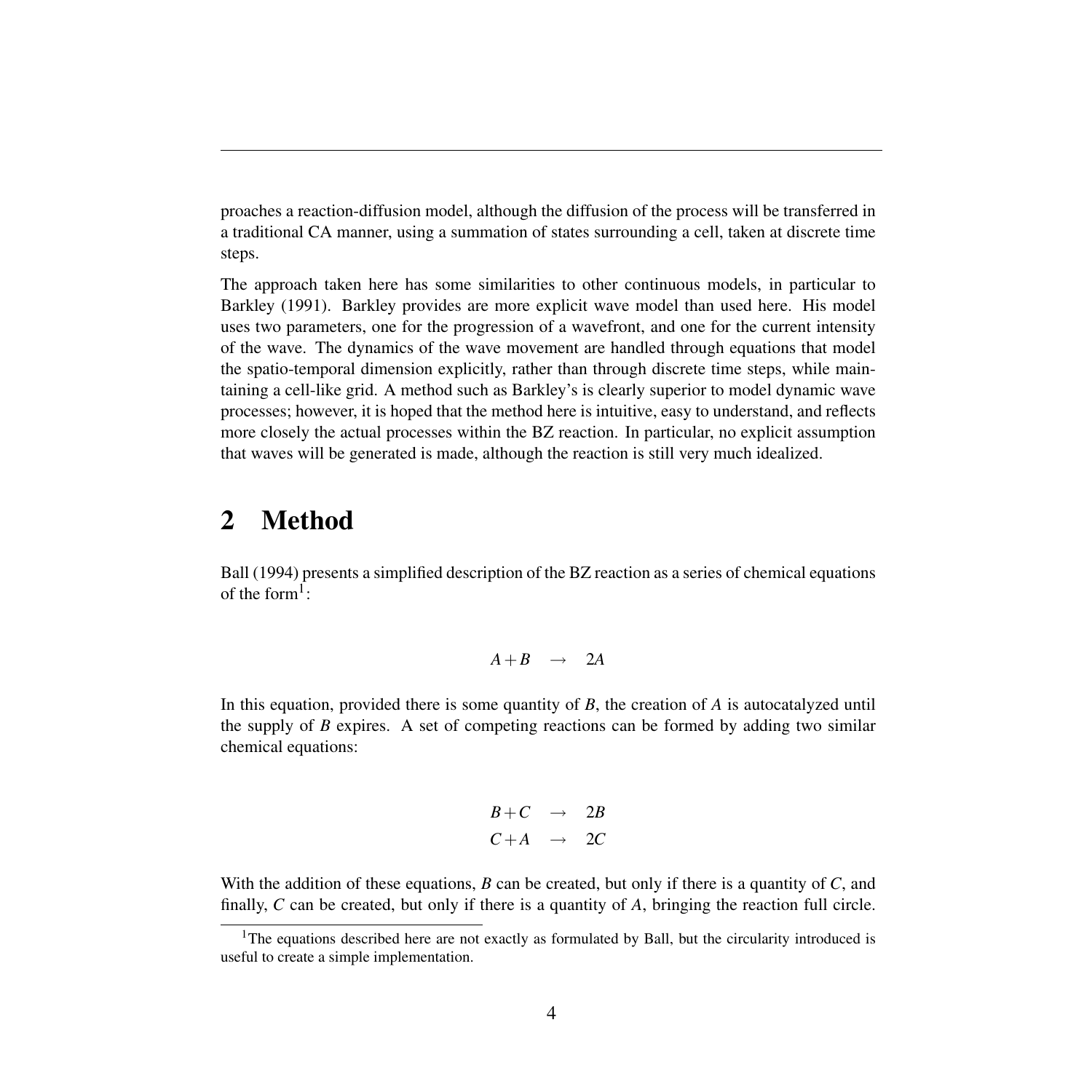proaches a reaction-diffusion model, although the diffusion of the process will be transferred in a traditional CA manner, using a summation of states surrounding a cell, taken at discrete time steps.

The approach taken here has some similarities to other continuous models, in particular to Barkley (1991). Barkley provides are more explicit wave model than used here. His model uses two parameters, one for the progression of a wavefront, and one for the current intensity of the wave. The dynamics of the wave movement are handled through equations that model the spatio-temporal dimension explicitly, rather than through discrete time steps, while maintaining a cell-like grid. A method such as Barkley's is clearly superior to model dynamic wave processes; however, it is hoped that the method here is intuitive, easy to understand, and reflects more closely the actual processes within the BZ reaction. In particular, no explicit assumption that waves will be generated is made, although the reaction is still very much idealized.

## 2 Method

Ball (1994) presents a simplified description of the BZ reaction as a series of chemical equations of the form[1]:

$$A + B \quad \rightarrow \quad 2A$$

In this equation, provided there is some quantity of $B$, the creation of $A$ is autocatalyzed until the supply of $B$ expires. A set of competing reactions can be formed by adding two similar chemical equations:

$$\begin{aligned} B + C \quad &\rightarrow \quad 2B \\ C + A \quad &\rightarrow \quad 2C \end{aligned}$$

With the addition of these equations, $B$ can be created, but only if there is a quantity of $C$, and finally, $C$ can be created, but only if there is a quantity of $A$, bringing the reaction full circle.

[1] The equations described here are not exactly as formulated by Ball, but the circularity introduced is useful to create a simple implementation.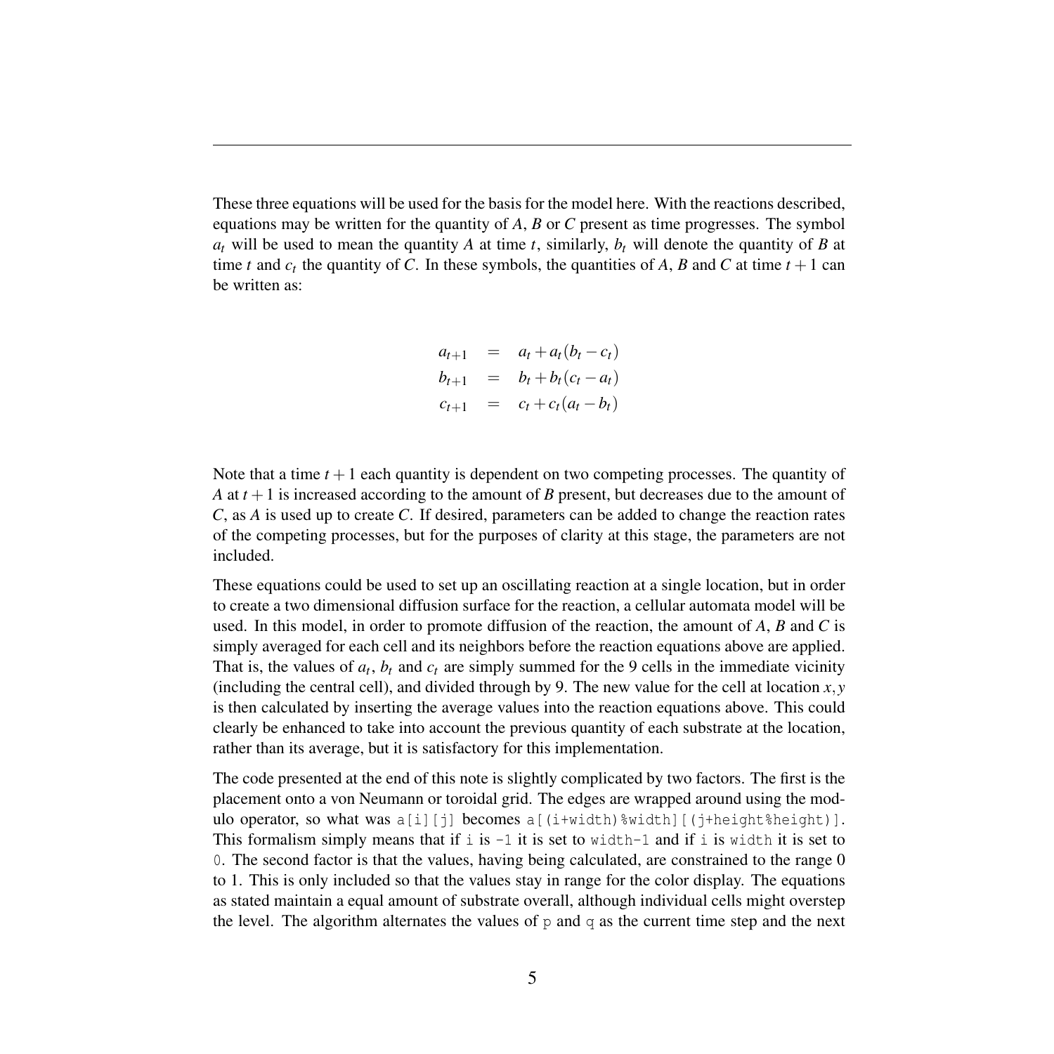These three equations will be used for the basis for the model here. With the reactions described, equations may be written for the quantity of *A*, *B* or *C* present as time progresses. The symbol $a_t$ will be used to mean the quantity *A* at time *t*, similarly, $b_t$ will denote the quantity of *B* at time *t* and $c_t$ the quantity of *C*. In these symbols, the quantities of *A*, *B* and *C* at time $t+1$ can be written as:

$$
\begin{aligned}
a_{t+1} &= a_t + a_t(b_t - c_t) \\
b_{t+1} &= b_t + b_t(c_t - a_t) \\
c_{t+1} &= c_t + c_t(a_t - b_t)
\end{aligned}
$$

Note that a time $t+1$ each quantity is dependent on two competing processes. The quantity of *A* at $t+1$ is increased according to the amount of *B* present, but decreases due to the amount of *C*, as *A* is used up to create *C*. If desired, parameters can be added to change the reaction rates of the competing processes, but for the purposes of clarity at this stage, the parameters are not included.

These equations could be used to set up an oscillating reaction at a single location, but in order to create a two dimensional diffusion surface for the reaction, a cellular automata model will be used. In this model, in order to promote diffusion of the reaction, the amount of *A*, *B* and *C* is simply averaged for each cell and its neighbors before the reaction equations above are applied. That is, the values of $a_t$, $b_t$ and $c_t$ are simply summed for the 9 cells in the immediate vicinity (including the central cell), and divided through by 9. The new value for the cell at location $x, y$ is then calculated by inserting the average values into the reaction equations above. This could clearly be enhanced to take into account the previous quantity of each substrate at the location, rather than its average, but it is satisfactory for this implementation.

The code presented at the end of this note is slightly complicated by two factors. The first is the placement onto a von Neumann or toroidal grid. The edges are wrapped around using the modulo operator, so what was `a[i][j]` becomes `a[(i+width)%width][(j+height%height)]`. This formalism simply means that if `i` is `-1` it is set to `width-1` and if `i` is `width` it is set to `0`. The second factor is that the values, having being calculated, are constrained to the range 0 to 1. This is only included so that the values stay in range for the color display. The equations as stated maintain a equal amount of substrate overall, although individual cells might overstep the level. The algorithm alternates the values of `p` and `q` as the current time step and the next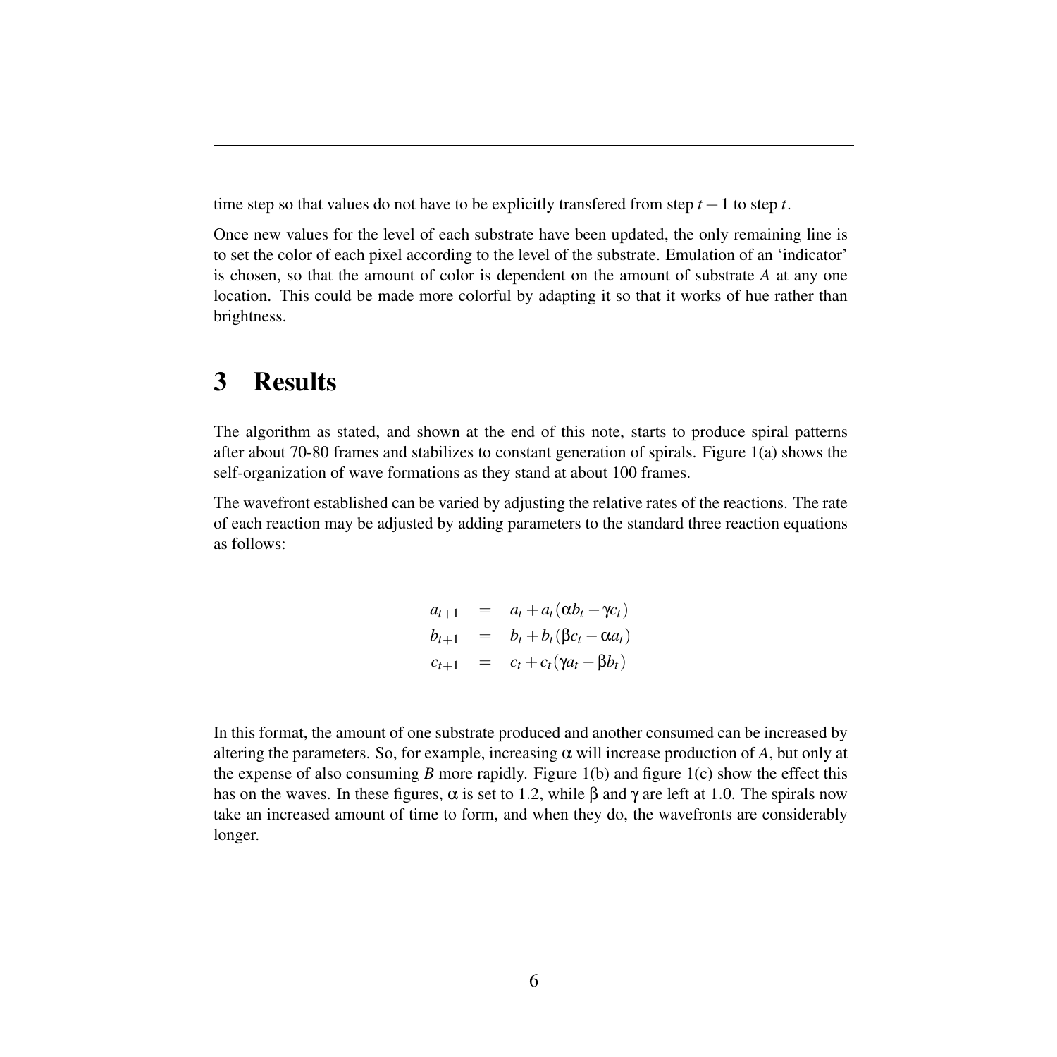time step so that values do not have to be explicitly transfered from step $t+1$ to step $t$.

Once new values for the level of each substrate have been updated, the only remaining line is to set the color of each pixel according to the level of the substrate. Emulation of an 'indicator' is chosen, so that the amount of color is dependent on the amount of substrate $A$ at any one location. This could be made more colorful by adapting it so that it works of hue rather than brightness.

# 3 Results

The algorithm as stated, and shown at the end of this note, starts to produce spiral patterns after about 70-80 frames and stabilizes to constant generation of spirals. Figure 1(a) shows the self-organization of wave formations as they stand at about 100 frames.

The wavefront established can be varied by adjusting the relative rates of the reactions. The rate of each reaction may be adjusted by adding parameters to the standard three reaction equations as follows:

$$
\begin{aligned}
a_{t+1} &= a_t + a_t(\alpha b_t - \gamma c_t) \\
b_{t+1} &= b_t + b_t(\beta c_t - \alpha a_t) \\
c_{t+1} &= c_t + c_t(\gamma a_t - \beta b_t)
\end{aligned}
$$

In this format, the amount of one substrate produced and another consumed can be increased by altering the parameters. So, for example, increasing $\alpha$ will increase production of $A$, but only at the expense of also consuming $B$ more rapidly. Figure 1(b) and figure 1(c) show the effect this has on the waves. In these figures, $\alpha$ is set to 1.2, while $\beta$ and $\gamma$ are left at 1.0. The spirals now take an increased amount of time to form, and when they do, the wavefronts are considerably longer.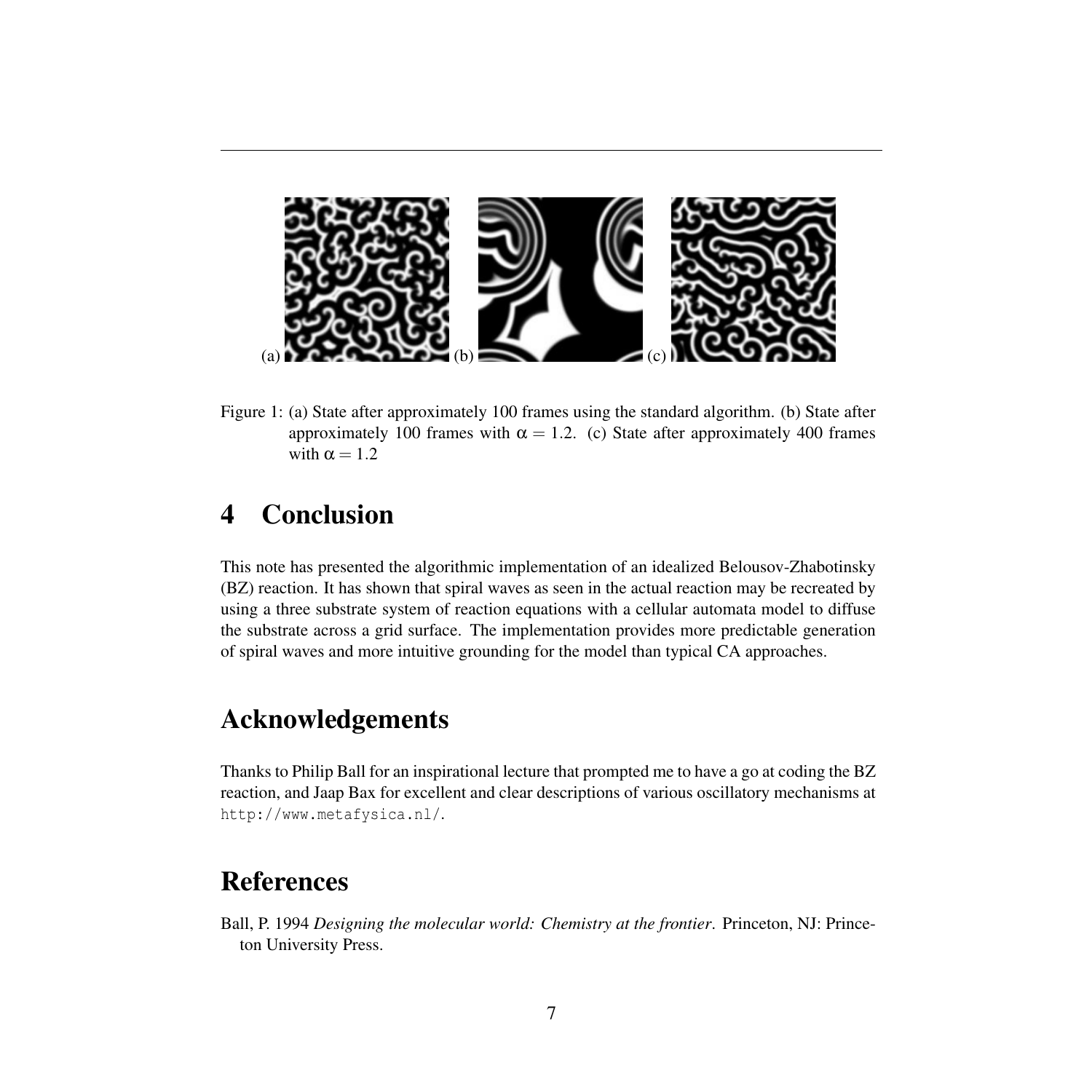(a) (b) (c)

Figure 1: (a) State after approximately 100 frames using the standard algorithm. (b) State after approximately 100 frames with $\alpha = 1.2$. (c) State after approximately 400 frames with $\alpha = 1.2$

# 4 Conclusion

This note has presented the algorithmic implementation of an idealized Belousov-Zhabotinsky (BZ) reaction. It has shown that spiral waves as seen in the actual reaction may be recreated by using a three substrate system of reaction equations with a cellular automata model to diffuse the substrate across a grid surface. The implementation provides more predictable generation of spiral waves and more intuitive grounding for the model than typical CA approaches.

# Acknowledgements

Thanks to Philip Ball for an inspirational lecture that prompted me to have a go at coding the BZ reaction, and Jaap Bax for excellent and clear descriptions of various oscillatory mechanisms at `http://www.metafysica.nl/`.

# References

Ball, P. 1994 *Designing the molecular world: Chemistry at the frontier*. Princeton, NJ: Princeton University Press.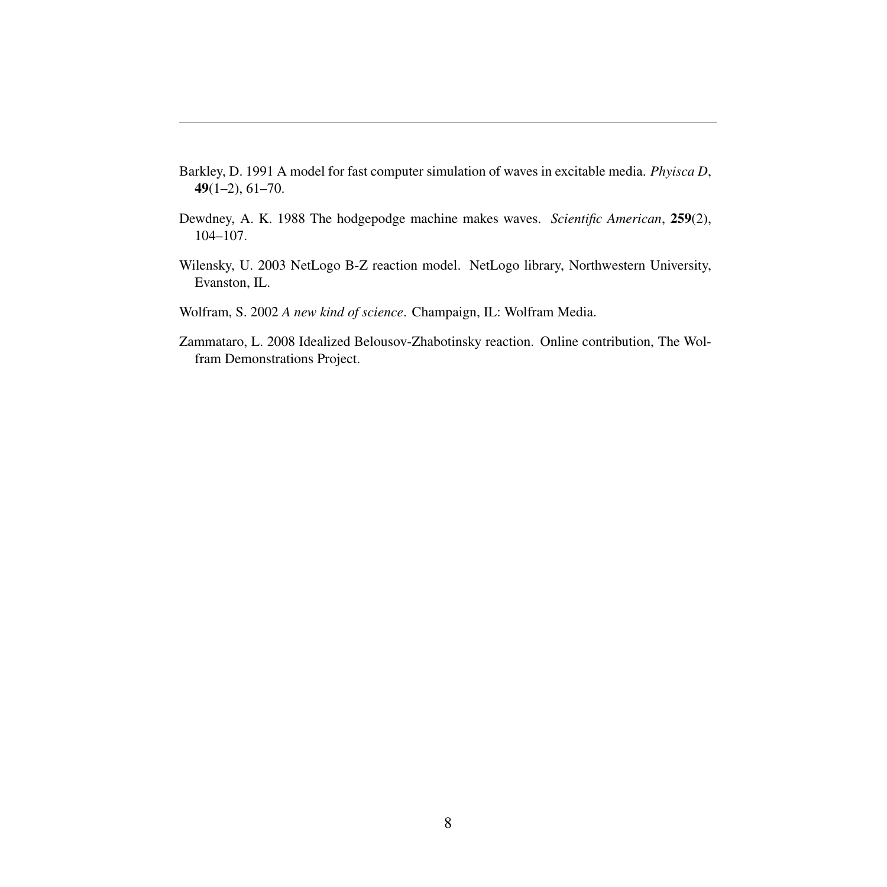---

Barkley, D. 1991 A model for fast computer simulation of waves in excitable media. *Phyisca D*, **49**(1–2), 61–70.

Dewdney, A. K. 1988 The hodgepodge machine makes waves. *Scientific American*, **259**(2), 104–107.

Wilensky, U. 2003 NetLogo B-Z reaction model. NetLogo library, Northwestern University, Evanston, IL.

Wolfram, S. 2002 *A new kind of science*. Champaign, IL: Wolfram Media.

Zammataro, L. 2008 Idealized Belousov-Zhabotinsky reaction. Online contribution, The Wolfram Demonstrations Project.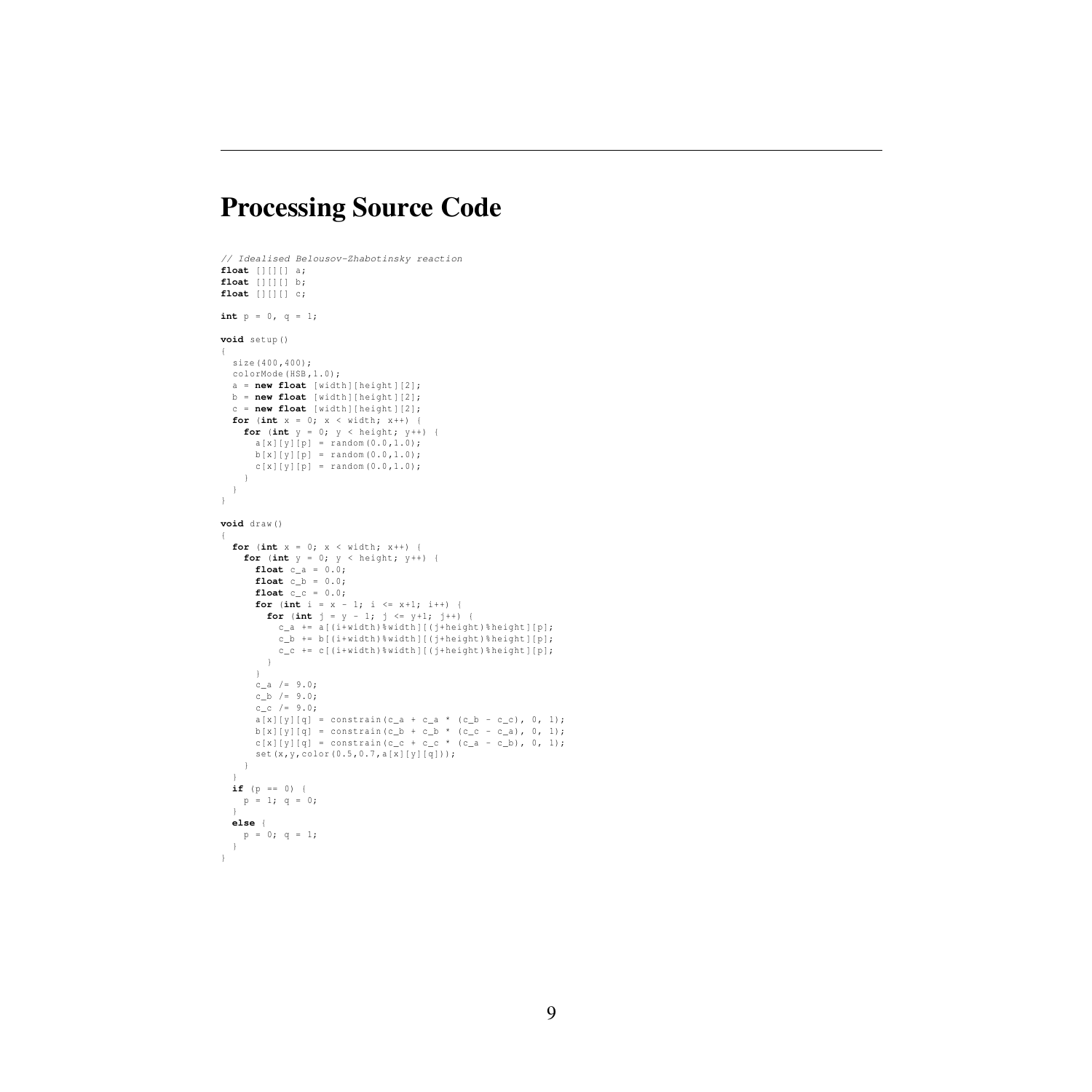# Processing Source Code

```
// Idealised Belousov-Zhabotinsky reaction
float [][][] a;
float [][][] b;
float [][][] c;

int p = 0, q = 1;

void setup()
{
  size(400,400);
  colorMode(HSB,1.0);
  a = new float [width][height][2];
  b = new float [width][height][2];
  c = new float [width][height][2];
  for (int x = 0; x < width; x++) {
    for (int y = 0; y < height; y++) {
      a[x][y][p] = random(0.0,1.0);
      b[x][y][p] = random(0.0,1.0);
      c[x][y][p] = random(0.0,1.0);
    }
  }
}

void draw()
{
  for (int x = 0; x < width; x++) {
    for (int y = 0; y < height; y++) {
      float c_a = 0.0;
      float c_b = 0.0;
      float c_c = 0.0;
      for (int i = x - 1; i <= x+1; i++) {
        for (int j = y - 1; j <= y+1; j++) {
          c_a += a[(i+width)%width][(j+height)%height][p];
          c_b += b[(i+width)%width][(j+height)%height][p];
          c_c += c[(i+width)%width][(j+height)%height][p];
        }
      }
      c_a /= 9.0;
      c_b /= 9.0;
      c_c /= 9.0;
      a[x][y][q] = constrain(c_a + c_a * (c_b - c_c), 0, 1);
      b[x][y][q] = constrain(c_b + c_b * (c_c - c_a), 0, 1);
      c[x][y][q] = constrain(c_c + c_c * (c_a - c_b), 0, 1);
      set(x,y,color(0.5,0.7,a[x][y][q]));
    }
  }
  if (p == 0) {
    p = 1; q = 0;
  }
  else {
    p = 0; q = 1;
  }
}
```